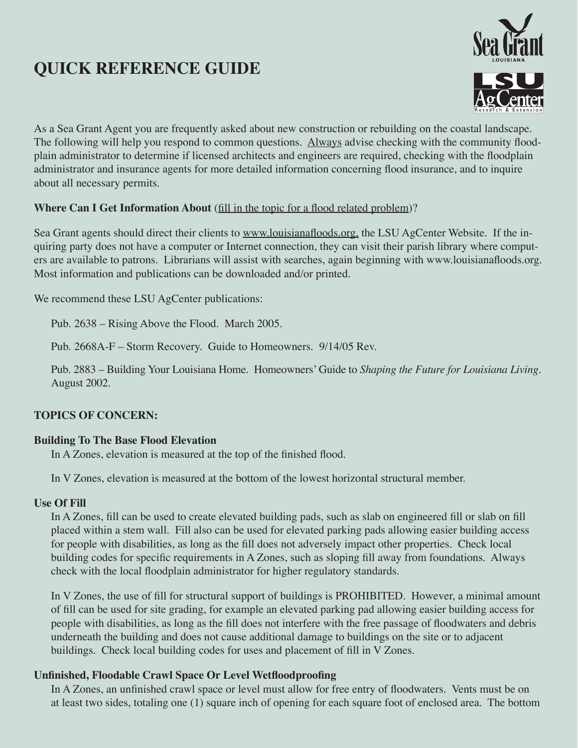# QUICK REFERENCE GUIDE

As a Sea Grant Agent you are frequently asked about new construction or rebuilding on the coastal landscape. The following will help you respond to common questions. Always advise checking with the community floodplain administrator to determine if licensed architects and engineers are required, checking with the floodplain administrator and insurance agents for more detailed information concerning flood insurance, and to inquire about all necessary permits.

**Where Can I Get Information About** (fill in the topic for a flood related problem)?

Sea Grant agents should direct their clients to www.louisianafloods.org, the LSU AgCenter Website. If the inquiring party does not have a computer or Internet connection, they can visit their parish library where computers are available to patrons. Librarians will assist with searches, again beginning with www.louisianafloods.org. Most information and publications can be downloaded and/or printed.

We recommend these LSU AgCenter publications:

Pub. 2638 – Rising Above the Flood. March 2005.

Pub. 2668A-F – Storm Recovery. Guide to Homeowners. 9/14/05 Rev.

Pub. 2883 – Building Your Louisiana Home. Homeowners' Guide to *Shaping the Future for Louisiana Living*. August 2002.

## TOPICS OF CONCERN:

### Building To The Base Flood Elevation

In A Zones, elevation is measured at the top of the finished flood.

In V Zones, elevation is measured at the bottom of the lowest horizontal structural member.

### Use Of Fill

In A Zones, fill can be used to create elevated building pads, such as slab on engineered fill or slab on fill placed within a stem wall. Fill also can be used for elevated parking pads allowing easier building access for people with disabilities, as long as the fill does not adversely impact other properties. Check local building codes for specific requirements in A Zones, such as sloping fill away from foundations. Always check with the local floodplain administrator for higher regulatory standards.

In V Zones, the use of fill for structural support of buildings is PROHIBITED. However, a minimal amount of fill can be used for site grading, for example an elevated parking pad allowing easier building access for people with disabilities, as long as the fill does not interfere with the free passage of floodwaters and debris underneath the building and does not cause additional damage to buildings on the site or to adjacent buildings. Check local building codes for uses and placement of fill in V Zones.

### Unfinished, Floodable Crawl Space Or Level Wetfloodproofing

In A Zones, an unfinished crawl space or level must allow for free entry of floodwaters. Vents must be on at least two sides, totaling one (1) square inch of opening for each square foot of enclosed area. The bottom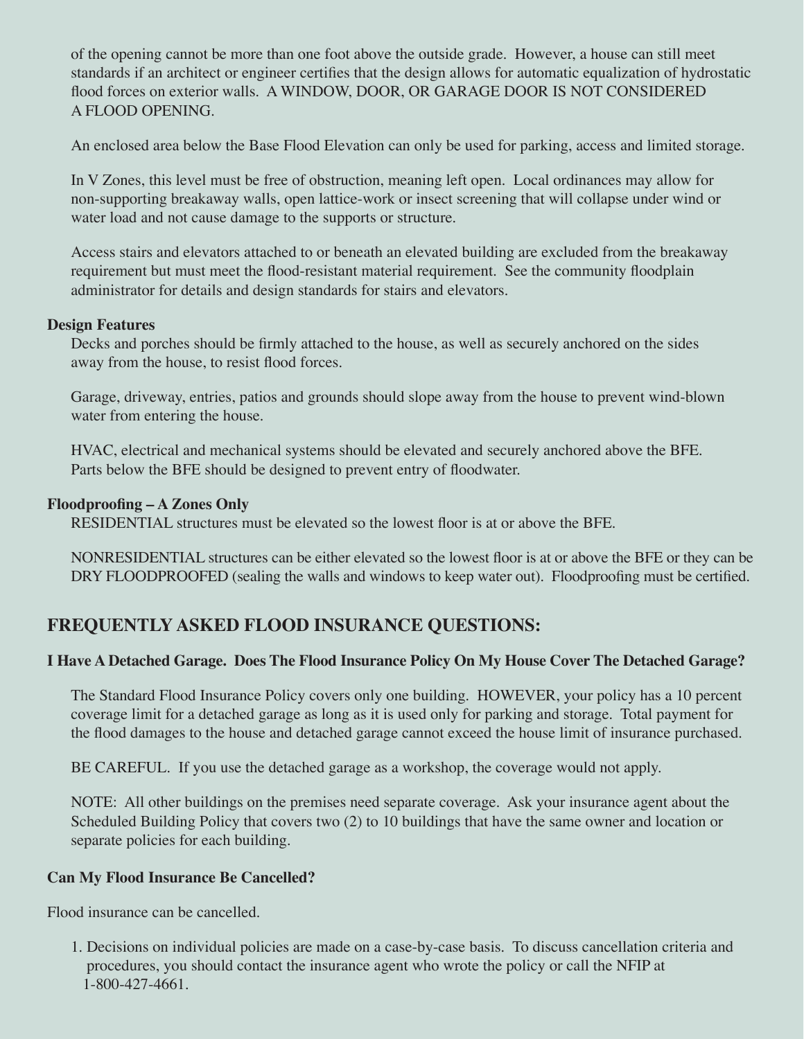of the opening cannot be more than one foot above the outside grade. However, a house can still meet standards if an architect or engineer certifies that the design allows for automatic equalization of hydrostatic flood forces on exterior walls. A WINDOW, DOOR, OR GARAGE DOOR IS NOT CONSIDERED A FLOOD OPENING.

An enclosed area below the Base Flood Elevation can only be used for parking, access and limited storage.

In V Zones, this level must be free of obstruction, meaning left open. Local ordinances may allow for non-supporting breakaway walls, open lattice-work or insect screening that will collapse under wind or water load and not cause damage to the supports or structure.

Access stairs and elevators attached to or beneath an elevated building are excluded from the breakaway requirement but must meet the flood-resistant material requirement. See the community floodplain administrator for details and design standards for stairs and elevators.

**Design Features**

Decks and porches should be firmly attached to the house, as well as securely anchored on the sides away from the house, to resist flood forces.

Garage, driveway, entries, patios and grounds should slope away from the house to prevent wind-blown water from entering the house.

HVAC, electrical and mechanical systems should be elevated and securely anchored above the BFE. Parts below the BFE should be designed to prevent entry of floodwater.

**Floodproofing – A Zones Only**

RESIDENTIAL structures must be elevated so the lowest floor is at or above the BFE.

NONRESIDENTIAL structures can be either elevated so the lowest floor is at or above the BFE or they can be DRY FLOODPROOFED (sealing the walls and windows to keep water out). Floodproofing must be certified.

## FREQUENTLY ASKED FLOOD INSURANCE QUESTIONS:

**I Have A Detached Garage. Does The Flood Insurance Policy On My House Cover The Detached Garage?**

The Standard Flood Insurance Policy covers only one building. HOWEVER, your policy has a 10 percent coverage limit for a detached garage as long as it is used only for parking and storage. Total payment for the flood damages to the house and detached garage cannot exceed the house limit of insurance purchased.

BE CAREFUL. If you use the detached garage as a workshop, the coverage would not apply.

NOTE: All other buildings on the premises need separate coverage. Ask your insurance agent about the Scheduled Building Policy that covers two (2) to 10 buildings that have the same owner and location or separate policies for each building.

**Can My Flood Insurance Be Cancelled?**

Flood insurance can be cancelled.

1. Decisions on individual policies are made on a case-by-case basis. To discuss cancellation criteria and procedures, you should contact the insurance agent who wrote the policy or call the NFIP at 1-800-427-4661.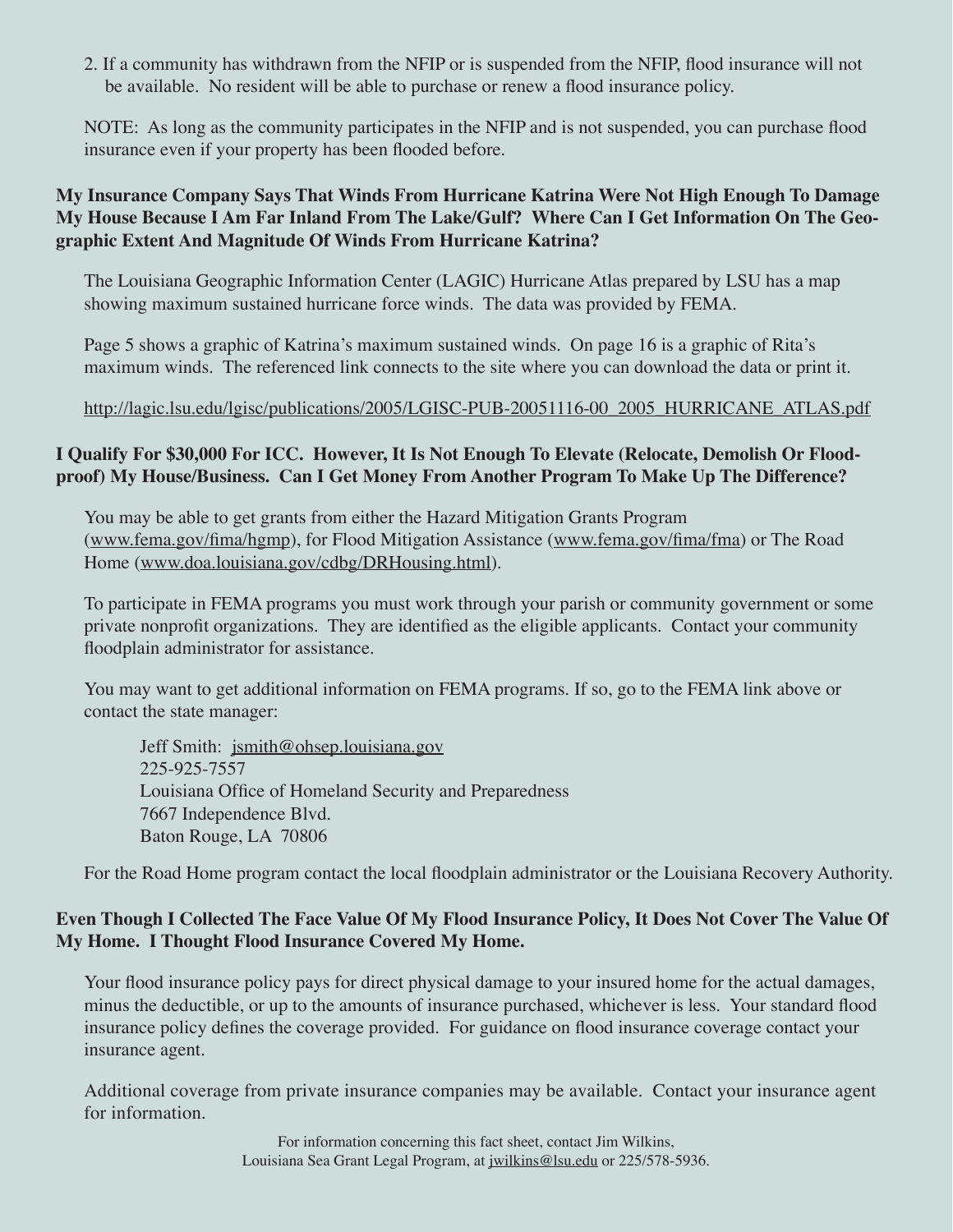2. If a community has withdrawn from the NFIP or is suspended from the NFIP, flood insurance will not be available. No resident will be able to purchase or renew a flood insurance policy.

NOTE: As long as the community participates in the NFIP and is not suspended, you can purchase flood insurance even if your property has been flooded before.

**My Insurance Company Says That Winds From Hurricane Katrina Were Not High Enough To Damage My House Because I Am Far Inland From The Lake/Gulf? Where Can I Get Information On The Geographic Extent And Magnitude Of Winds From Hurricane Katrina?**

The Louisiana Geographic Information Center (LAGIC) Hurricane Atlas prepared by LSU has a map showing maximum sustained hurricane force winds. The data was provided by FEMA.

Page 5 shows a graphic of Katrina's maximum sustained winds. On page 16 is a graphic of Rita's maximum winds. The referenced link connects to the site where you can download the data or print it.

http://lagic.lsu.edu/lgisc/publications/2005/LGISC-PUB-20051116-00_2005_HURRICANE_ATLAS.pdf

**I Qualify For $30,000 For ICC. However, It Is Not Enough To Elevate (Relocate, Demolish Or Floodproof) My House/Business. Can I Get Money From Another Program To Make Up The Difference?**

You may be able to get grants from either the Hazard Mitigation Grants Program (www.fema.gov/fima/hgmp), for Flood Mitigation Assistance (www.fema.gov/fima/fma) or The Road Home (www.doa.louisiana.gov/cdbg/DRHousing.html).

To participate in FEMA programs you must work through your parish or community government or some private nonprofit organizations. They are identified as the eligible applicants. Contact your community floodplain administrator for assistance.

You may want to get additional information on FEMA programs. If so, go to the FEMA link above or contact the state manager:

Jeff Smith: jsmith@ohsep.louisiana.gov  
225-925-7557  
Louisiana Office of Homeland Security and Preparedness  
7667 Independence Blvd.  
Baton Rouge, LA 70806

For the Road Home program contact the local floodplain administrator or the Louisiana Recovery Authority.

**Even Though I Collected The Face Value Of My Flood Insurance Policy, It Does Not Cover The Value Of My Home. I Thought Flood Insurance Covered My Home.**

Your flood insurance policy pays for direct physical damage to your insured home for the actual damages, minus the deductible, or up to the amounts of insurance purchased, whichever is less. Your standard flood insurance policy defines the coverage provided. For guidance on flood insurance coverage contact your insurance agent.

Additional coverage from private insurance companies may be available. Contact your insurance agent for information.

For information concerning this fact sheet, contact Jim Wilkins,  
Louisiana Sea Grant Legal Program, at jwilkins@lsu.edu or 225/578-5936.